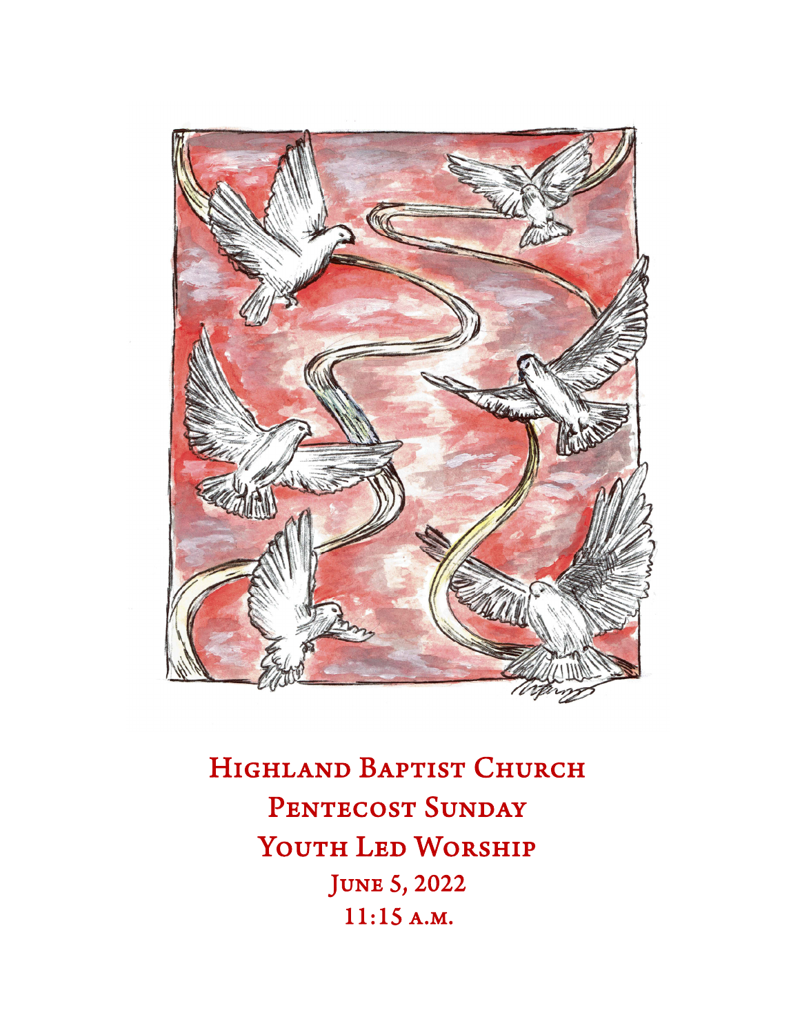# Highland Baptist Church

## Pentecost Sunday

## Youth Led Worship

June 5, 2022

11:15 a.m.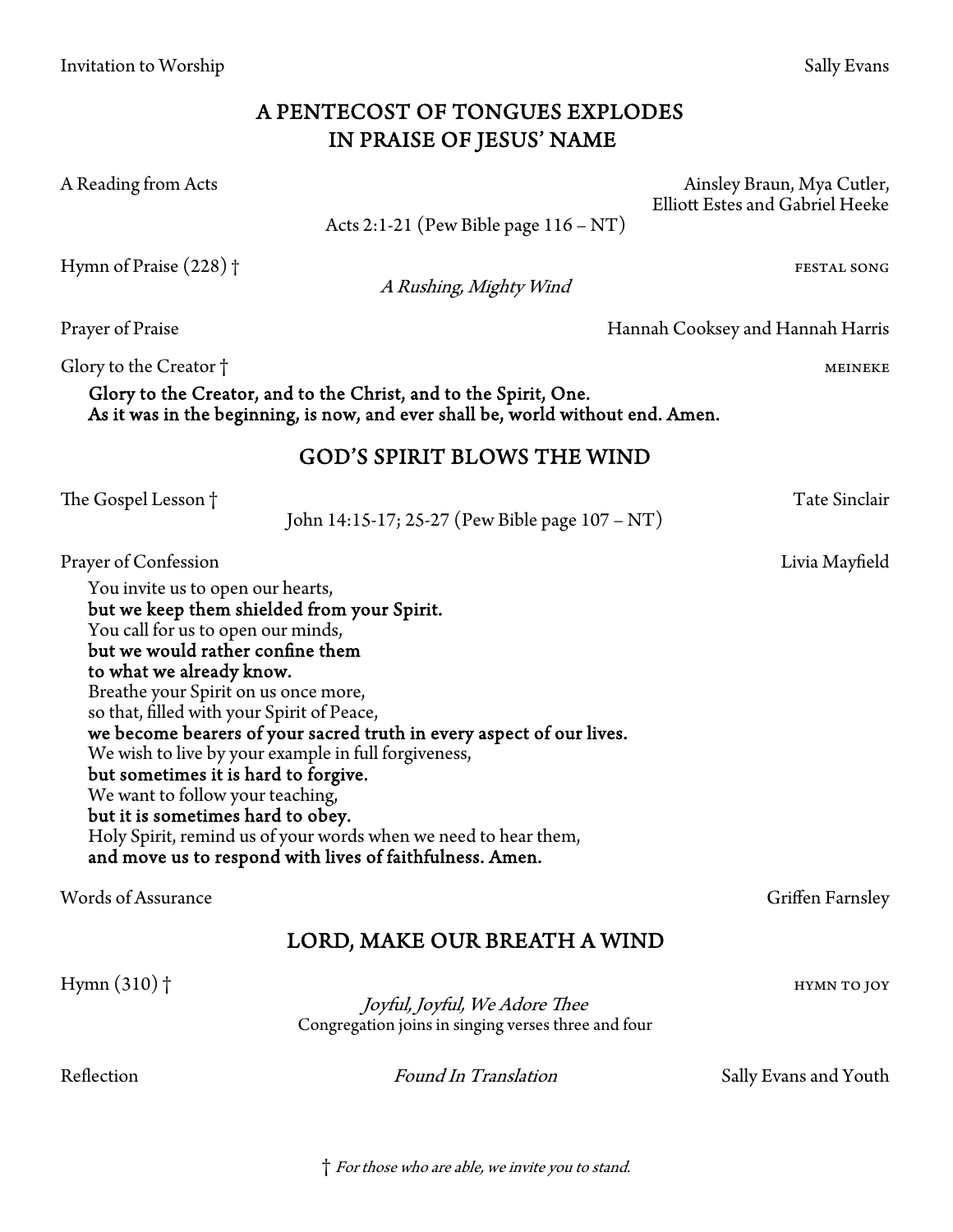Invitation to Worship Sally Evans

## A PENTECOST OF TONGUES EXPLODES IN PRAISE OF JESUS' NAME

A Reading from Acts Ainsley Braun, Mya Cutler, Elliott Estes and Gabriel Heeke

Acts 2:1-21 (Pew Bible page 116 – NT)

Hymn of Praise (228) † FESTAL SONG

*A Rushing, Mighty Wind*

Prayer of Praise Hannah Cooksey and Hannah Harris

Glory to the Creator † MEINEKE

**Glory to the Creator, and to the Christ, and to the Spirit, One.**
**As it was in the beginning, is now, and ever shall be, world without end. Amen.**

## GOD'S SPIRIT BLOWS THE WIND

The Gospel Lesson † Tate Sinclair

John 14:15-17; 25-27 (Pew Bible page 107 – NT)

Prayer of Confession Livia Mayfield

You invite us to open our hearts,
**but we keep them shielded from your Spirit.**
You call for us to open our minds,
**but we would rather confine them**
**to what we already know.**
Breathe your Spirit on us once more,
so that, filled with your Spirit of Peace,
**we become bearers of your sacred truth in every aspect of our lives.**
We wish to live by your example in full forgiveness,
**but sometimes it is hard to forgive.**
We want to follow your teaching,
**but it is sometimes hard to obey.**
Holy Spirit, remind us of your words when we need to hear them,
**and move us to respond with lives of faithfulness. Amen.**

Words of Assurance Griffen Farnsley

## LORD, MAKE OUR BREATH A WIND

Hymn (310) † HYMN TO JOY

*Joyful, Joyful, We Adore Thee*
Congregation joins in singing verses three and four

Reflection *Found In Translation* Sally Evans and Youth

† *For those who are able, we invite you to stand.*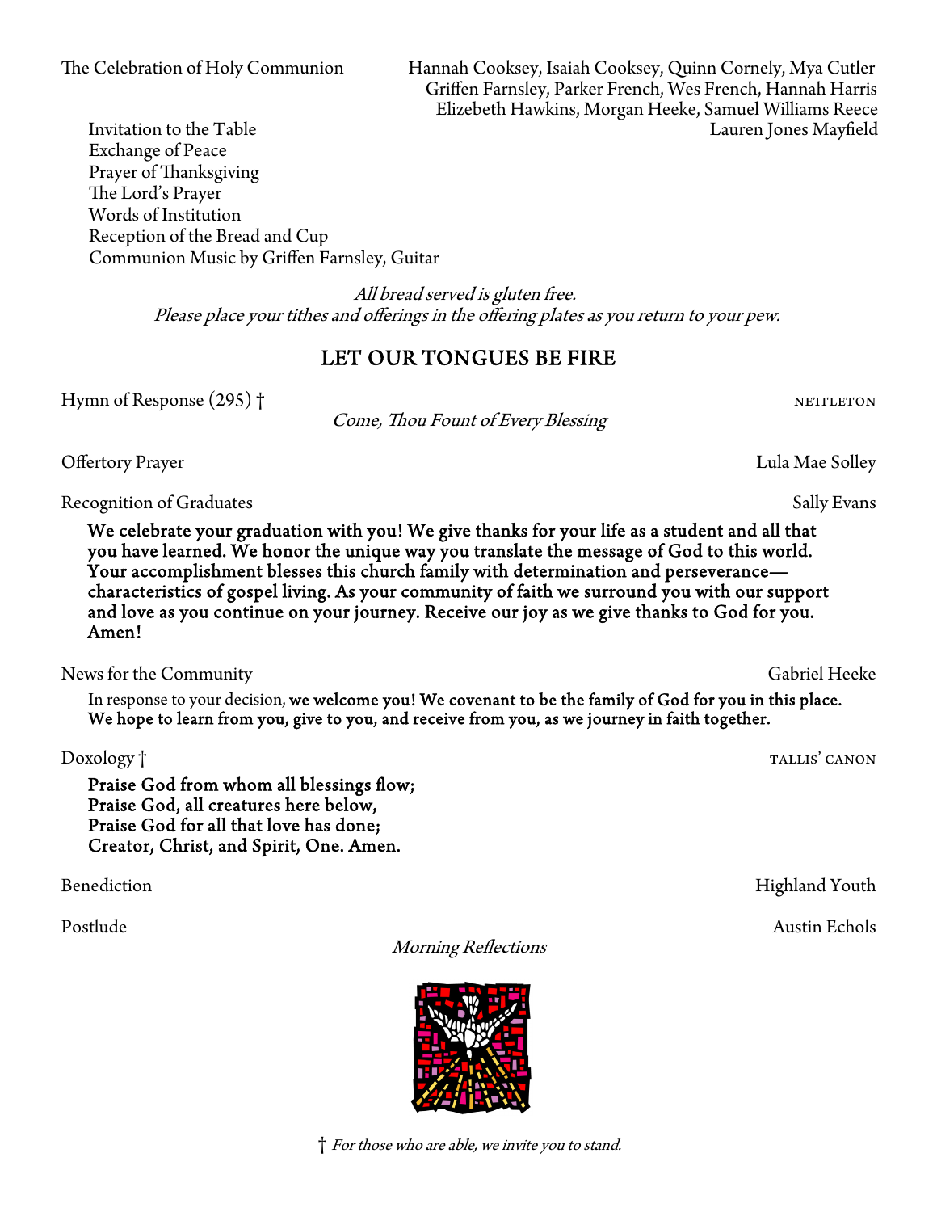The Celebration of Holy Communion — Hannah Cooksey, Isaiah Cooksey, Quinn Cornely, Mya Cutler, Griffen Farnsley, Parker French, Wes French, Hannah Harris, Elizebeth Hawkins, Morgan Heeke, Samuel Williams Reece

Invitation to the Table — Lauren Jones Mayfield
Exchange of Peace
Prayer of Thanksgiving
The Lord's Prayer
Words of Institution
Reception of the Bread and Cup
Communion Music by Griffen Farnsley, Guitar

*All bread served is gluten free.*
*Please place your tithes and offerings in the offering plates as you return to your pew.*

## LET OUR TONGUES BE FIRE

Hymn of Response (295) † — NETTLETON
*Come, Thou Fount of Every Blessing*

Offertory Prayer — Lula Mae Solley

Recognition of Graduates — Sally Evans

**We celebrate your graduation with you! We give thanks for your life as a student and all that you have learned. We honor the unique way you translate the message of God to this world. Your accomplishment blesses this church family with determination and perseverance—characteristics of gospel living. As your community of faith we surround you with our support and love as you continue on your journey. Receive our joy as we give thanks to God for you. Amen!**

News for the Community — Gabriel Heeke

In response to your decision, **we welcome you! We covenant to be the family of God for you in this place. We hope to learn from you, give to you, and receive from you, as we journey in faith together.**

Doxology † — TALLIS' CANON

**Praise God from whom all blessings flow;**
**Praise God, all creatures here below,**
**Praise God for all that love has done;**
**Creator, Christ, and Spirit, One. Amen.**

Benediction — Highland Youth

Postlude — Austin Echols
*Morning Reflections*

† *For those who are able, we invite you to stand.*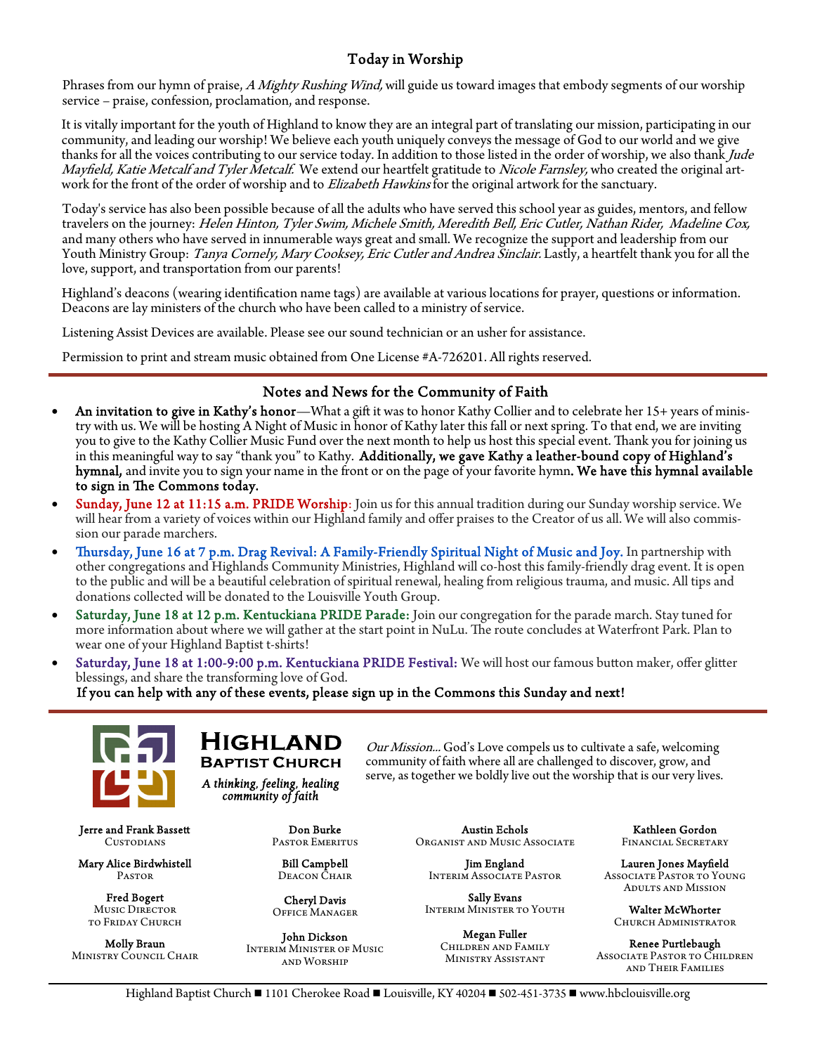## Today in Worship

Phrases from our hymn of praise, *A Mighty Rushing Wind,* will guide us toward images that embody segments of our worship service – praise, confession, proclamation, and response.

It is vitally important for the youth of Highland to know they are an integral part of translating our mission, participating in our community, and leading our worship! We believe each youth uniquely conveys the message of God to our world and we give thanks for all the voices contributing to our service today. In addition to those listed in the order of worship, we also thank *Jude Mayfield, Katie Metcalf and Tyler Metcalf.* We extend our heartfelt gratitude to *Nicole Farnsley,* who created the original artwork for the front of the order of worship and to *Elizabeth Hawkins* for the original artwork for the sanctuary.

Today's service has also been possible because of all the adults who have served this school year as guides, mentors, and fellow travelers on the journey: *Helen Hinton, Tyler Swim, Michele Smith, Meredith Bell, Eric Cutler, Nathan Rider, Madeline Cox,* and many others who have served in innumerable ways great and small. We recognize the support and leadership from our Youth Ministry Group: *Tanya Cornely, Mary Cooksey, Eric Cutler and Andrea Sinclair.* Lastly, a heartfelt thank you for all the love, support, and transportation from our parents!

Highland's deacons (wearing identification name tags) are available at various locations for prayer, questions or information. Deacons are lay ministers of the church who have been called to a ministry of service.

Listening Assist Devices are available. Please see our sound technician or an usher for assistance.

Permission to print and stream music obtained from One License #A-726201. All rights reserved.

## Notes and News for the Community of Faith

- **An invitation to give in Kathy's honor**—What a gift it was to honor Kathy Collier and to celebrate her 15+ years of ministry with us. We will be hosting A Night of Music in honor of Kathy later this fall or next spring. To that end, we are inviting you to give to the Kathy Collier Music Fund over the next month to help us host this special event. Thank you for joining us in this meaningful way to say "thank you" to Kathy. **Additionally, we gave Kathy a leather-bound copy of Highland's hymnal,** and invite you to sign your name in the front or on the page of your favorite hymn**. We have this hymnal available to sign in The Commons today.**
- **Sunday, June 12 at 11:15 a.m. PRIDE Worship**: Join us for this annual tradition during our Sunday worship service. We will hear from a variety of voices within our Highland family and offer praises to the Creator of us all. We will also commission our parade marchers.
- **Thursday, June 16 at 7 p.m. Drag Revival: A Family-Friendly Spiritual Night of Music and Joy.** In partnership with other congregations and Highlands Community Ministries, Highland will co-host this family-friendly drag event. It is open to the public and will be a beautiful celebration of spiritual renewal, healing from religious trauma, and music. All tips and donations collected will be donated to the Louisville Youth Group.
- **Saturday, June 18 at 12 p.m. Kentuckiana PRIDE Parade:** Join our congregation for the parade march. Stay tuned for more information about where we will gather at the start point in NuLu. The route concludes at Waterfront Park. Plan to wear one of your Highland Baptist t-shirts!
- **Saturday, June 18 at 1:00-9:00 p.m. Kentuckiana PRIDE Festival:** We will host our famous button maker, offer glitter blessings, and share the transforming love of God.

**If you can help with any of these events, please sign up in the Commons this Sunday and next!**

**HIGHLAND BAPTIST CHURCH**

*A thinking, feeling, healing community of faith*

*Our Mission...* God's Love compels us to cultivate a safe, welcoming community of faith where all are challenged to discover, grow, and serve, as together we boldly live out the worship that is our very lives.

**Jerre and Frank Bassett**
Custodians

**Mary Alice Birdwhistell**
Pastor

**Fred Bogert**
Music Director to Friday Church

**Molly Braun**
Ministry Council Chair

**Don Burke**
Pastor Emeritus

**Bill Campbell**
Deacon Chair

**Cheryl Davis**
Office Manager

**John Dickson**
Interim Minister of Music and Worship

**Austin Echols**
Organist and Music Associate

**Jim England**
Interim Associate Pastor

**Sally Evans**
Interim Minister to Youth

**Megan Fuller**
Children and Family Ministry Assistant

**Kathleen Gordon**
Financial Secretary

**Lauren Jones Mayfield**
Associate Pastor to Young Adults and Mission

**Walter McWhorter**
Church Administrator

**Renee Purtlebaugh**
Associate Pastor to Children and Their Families

Highland Baptist Church ■ 1101 Cherokee Road ■ Louisville, KY 40204 ■ 502-451-3735 ■ www.hbclouisville.org